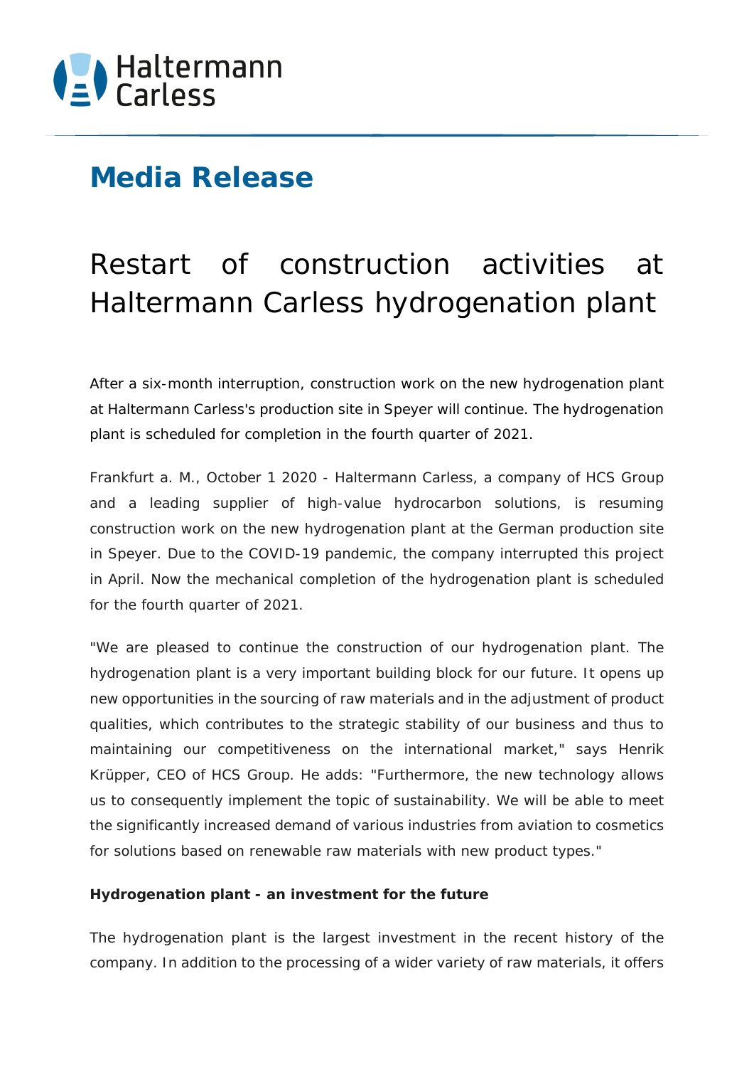Haltermann Carless

# Media Release

## Restart of construction activities at Haltermann Carless hydrogenation plant

After a six-month interruption, construction work on the new hydrogenation plant at Haltermann Carless's production site in Speyer will continue. The hydrogenation plant is scheduled for completion in the fourth quarter of 2021.

Frankfurt a. M., October 1 2020 - Haltermann Carless, a company of HCS Group and a leading supplier of high-value hydrocarbon solutions, is resuming construction work on the new hydrogenation plant at the German production site in Speyer. Due to the COVID-19 pandemic, the company interrupted this project in April. Now the mechanical completion of the hydrogenation plant is scheduled for the fourth quarter of 2021.

"We are pleased to continue the construction of our hydrogenation plant. The hydrogenation plant is a very important building block for our future. It opens up new opportunities in the sourcing of raw materials and in the adjustment of product qualities, which contributes to the strategic stability of our business and thus to maintaining our competitiveness on the international market," says Henrik Krüpper, CEO of HCS Group. He adds: "Furthermore, the new technology allows us to consequently implement the topic of sustainability. We will be able to meet the significantly increased demand of various industries from aviation to cosmetics for solutions based on renewable raw materials with new product types."

**Hydrogenation plant - an investment for the future**

The hydrogenation plant is the largest investment in the recent history of the company. In addition to the processing of a wider variety of raw materials, it offers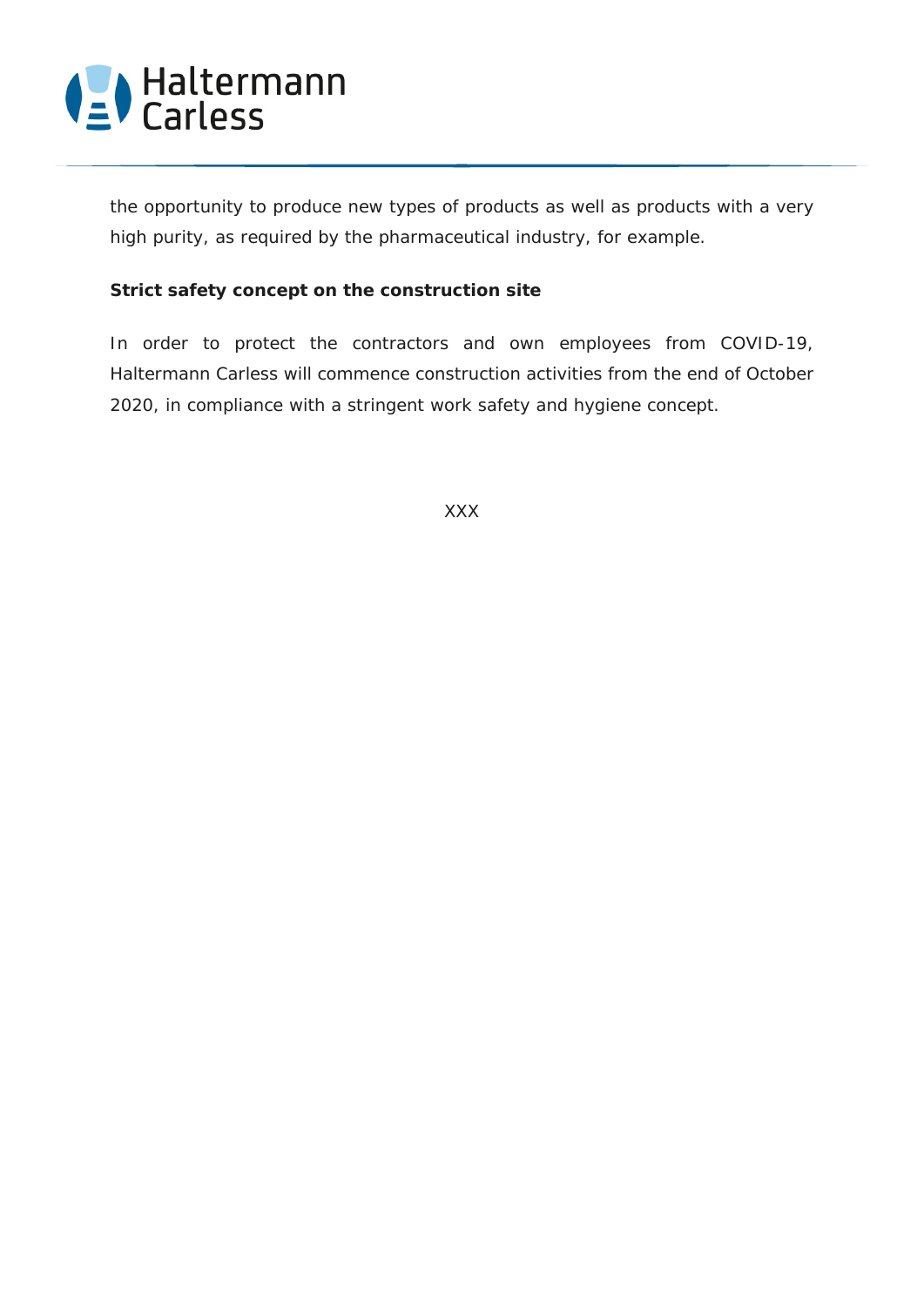the opportunity to produce new types of products as well as products with a very high purity, as required by the pharmaceutical industry, for example.

**Strict safety concept on the construction site**

In order to protect the contractors and own employees from COVID-19, Haltermann Carless will commence construction activities from the end of October 2020, in compliance with a stringent work safety and hygiene concept.

XXX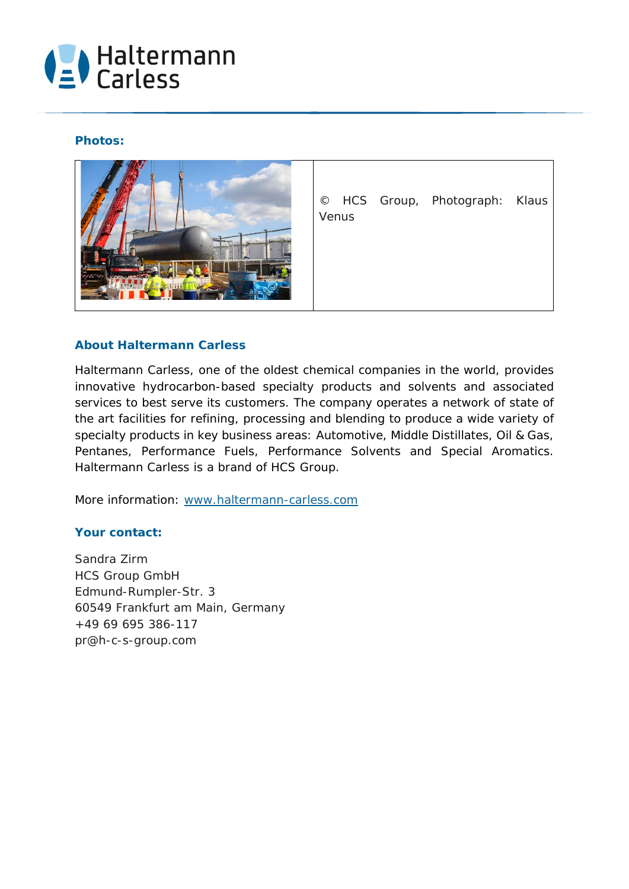**Photos:**

| | |
|---|---|
| | © HCS Group, Photograph: Klaus Venus |

**About Haltermann Carless**

Haltermann Carless, one of the oldest chemical companies in the world, provides innovative hydrocarbon-based specialty products and solvents and associated services to best serve its customers. The company operates a network of state of the art facilities for refining, processing and blending to produce a wide variety of specialty products in key business areas: Automotive, Middle Distillates, Oil & Gas, Pentanes, Performance Fuels, Performance Solvents and Special Aromatics. Haltermann Carless is a brand of HCS Group.

More information: [www.haltermann-carless.com](http://www.haltermann-carless.com)

**Your contact:**

Sandra Zirm
HCS Group GmbH
Edmund-Rumpler-Str. 3
60549 Frankfurt am Main, Germany
+49 69 695 386-117
pr@h-c-s-group.com